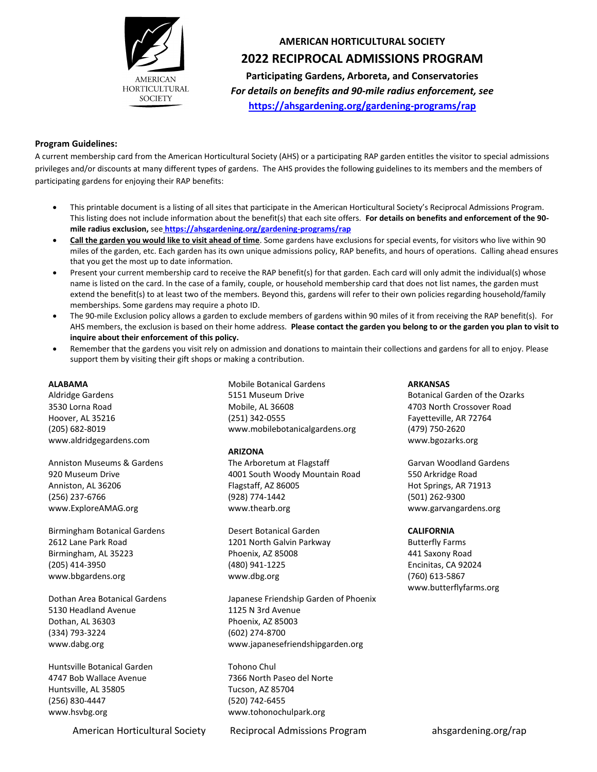**AMERICAN HORTICULTURAL SOCIETY**

# 2022 RECIPROCAL ADMISSIONS PROGRAM

**Participating Gardens, Arboreta, and Conservatories**

***For details on benefits and 90-mile radius enforcement, see***

**https://ahsgardening.org/gardening-programs/rap**

**Program Guidelines:**

A current membership card from the American Horticultural Society (AHS) or a participating RAP garden entitles the visitor to special admissions privileges and/or discounts at many different types of gardens. The AHS provides the following guidelines to its members and the members of participating gardens for enjoying their RAP benefits:

- This printable document is a listing of all sites that participate in the American Horticultural Society's Reciprocal Admissions Program. This listing does not include information about the benefit(s) that each site offers. **For details on benefits and enforcement of the 90-mile radius exclusion,** see **https://ahsgardening.org/gardening-programs/rap**
- **Call the garden you would like to visit ahead of time**. Some gardens have exclusions for special events, for visitors who live within 90 miles of the garden, etc. Each garden has its own unique admissions policy, RAP benefits, and hours of operations. Calling ahead ensures that you get the most up to date information.
- Present your current membership card to receive the RAP benefit(s) for that garden. Each card will only admit the individual(s) whose name is listed on the card. In the case of a family, couple, or household membership card that does not list names, the garden must extend the benefit(s) to at least two of the members. Beyond this, gardens will refer to their own policies regarding household/family memberships. Some gardens may require a photo ID.
- The 90-mile Exclusion policy allows a garden to exclude members of gardens within 90 miles of it from receiving the RAP benefit(s). For AHS members, the exclusion is based on their home address. **Please contact the garden you belong to or the garden you plan to visit to inquire about their enforcement of this policy.**
- Remember that the gardens you visit rely on admission and donations to maintain their collections and gardens for all to enjoy. Please support them by visiting their gift shops or making a contribution.

**ALABAMA**

Aldridge Gardens
3530 Lorna Road
Hoover, AL 35216
(205) 682-8019
www.aldridgegardens.com

Anniston Museums & Gardens
920 Museum Drive
Anniston, AL 36206
(256) 237-6766
www.ExploreAMAG.org

Birmingham Botanical Gardens
2612 Lane Park Road
Birmingham, AL 35223
(205) 414-3950
www.bbgardens.org

Dothan Area Botanical Gardens
5130 Headland Avenue
Dothan, AL 36303
(334) 793-3224
www.dabg.org

Huntsville Botanical Garden
4747 Bob Wallace Avenue
Huntsville, AL 35805
(256) 830-4447
www.hsvbg.org

Mobile Botanical Gardens
5151 Museum Drive
Mobile, AL 36608
(251) 342-0555
www.mobilebotanicalgardens.org

**ARIZONA**

The Arboretum at Flagstaff
4001 South Woody Mountain Road
Flagstaff, AZ 86005
(928) 774-1442
www.thearb.org

Desert Botanical Garden
1201 North Galvin Parkway
Phoenix, AZ 85008
(480) 941-1225
www.dbg.org

Japanese Friendship Garden of Phoenix
1125 N 3rd Avenue
Phoenix, AZ 85003
(602) 274-8700
www.japanesefriendshipgarden.org

Tohono Chul
7366 North Paseo del Norte
Tucson, AZ 85704
(520) 742-6455
www.tohonochulpark.org

**ARKANSAS**

Botanical Garden of the Ozarks
4703 North Crossover Road
Fayetteville, AR 72764
(479) 750-2620
www.bgozarks.org

Garvan Woodland Gardens
550 Arkridge Road
Hot Springs, AR 71913
(501) 262-9300
www.garvangardens.org

**CALIFORNIA**

Butterfly Farms
441 Saxony Road
Encinitas, CA 92024
(760) 613-5867
www.butterflyfarms.org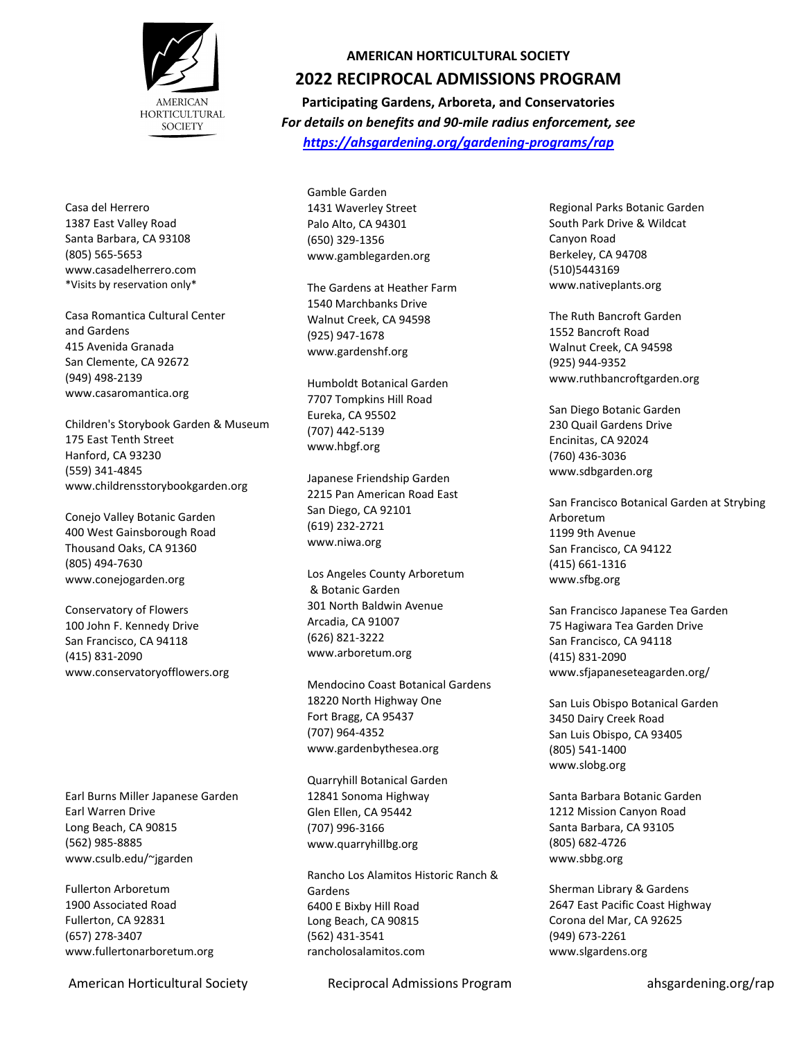**AMERICAN HORTICULTURAL SOCIETY**

# 2022 RECIPROCAL ADMISSIONS PROGRAM

**Participating Gardens, Arboreta, and Conservatories**

***For details on benefits and 90-mile radius enforcement, see [https://ahsgardening.org/gardening-programs/rap](https://ahsgardening.org/gardening-programs/rap)***

Casa del Herrero
1387 East Valley Road
Santa Barbara, CA 93108
(805) 565-5653
www.casadelherrero.com
*Visits by reservation only*

Casa Romantica Cultural Center and Gardens
415 Avenida Granada
San Clemente, CA 92672
(949) 498-2139
www.casaromantica.org

Children's Storybook Garden & Museum
175 East Tenth Street
Hanford, CA 93230
(559) 341-4845
www.childrensstorybookgarden.org

Conejo Valley Botanic Garden
400 West Gainsborough Road
Thousand Oaks, CA 91360
(805) 494-7630
www.conejogarden.org

Conservatory of Flowers
100 John F. Kennedy Drive
San Francisco, CA 94118
(415) 831-2090
www.conservatoryofflowers.org

Earl Burns Miller Japanese Garden
Earl Warren Drive
Long Beach, CA 90815
(562) 985-8885
www.csulb.edu/~jgarden

Fullerton Arboretum
1900 Associated Road
Fullerton, CA 92831
(657) 278-3407
www.fullertonarboretum.org

Gamble Garden
1431 Waverley Street
Palo Alto, CA 94301
(650) 329-1356
www.gamblegarden.org

The Gardens at Heather Farm
1540 Marchbanks Drive
Walnut Creek, CA 94598
(925) 947-1678
www.gardenshf.org

Humboldt Botanical Garden
7707 Tompkins Hill Road
Eureka, CA 95502
(707) 442-5139
www.hbgf.org

Japanese Friendship Garden
2215 Pan American Road East
San Diego, CA 92101
(619) 232-2721
www.niwa.org

Los Angeles County Arboretum & Botanic Garden
301 North Baldwin Avenue
Arcadia, CA 91007
(626) 821-3222
www.arboretum.org

Mendocino Coast Botanical Gardens
18220 North Highway One
Fort Bragg, CA 95437
(707) 964-4352
www.gardenbythesea.org

Quarryhill Botanical Garden
12841 Sonoma Highway
Glen Ellen, CA 95442
(707) 996-3166
www.quarryhillbg.org

Rancho Los Alamitos Historic Ranch & Gardens
6400 E Bixby Hill Road
Long Beach, CA 90815
(562) 431-3541
rancholosalamitos.com

Regional Parks Botanic Garden
South Park Drive & Wildcat Canyon Road
Berkeley, CA 94708
(510)5443169
www.nativeplants.org

The Ruth Bancroft Garden
1552 Bancroft Road
Walnut Creek, CA 94598
(925) 944-9352
www.ruthbancroftgarden.org

San Diego Botanic Garden
230 Quail Gardens Drive
Encinitas, CA 92024
(760) 436-3036
www.sdbgarden.org

San Francisco Botanical Garden at Strybing Arboretum
1199 9th Avenue
San Francisco, CA 94122
(415) 661-1316
www.sfbg.org

San Francisco Japanese Tea Garden
75 Hagiwara Tea Garden Drive
San Francisco, CA 94118
(415) 831-2090
www.sfjapaneseteagarden.org/

San Luis Obispo Botanical Garden
3450 Dairy Creek Road
San Luis Obispo, CA 93405
(805) 541-1400
www.slobg.org

Santa Barbara Botanic Garden
1212 Mission Canyon Road
Santa Barbara, CA 93105
(805) 682-4726
www.sbbg.org

Sherman Library & Gardens
2647 East Pacific Coast Highway
Corona del Mar, CA 92625
(949) 673-2261
www.slgardens.org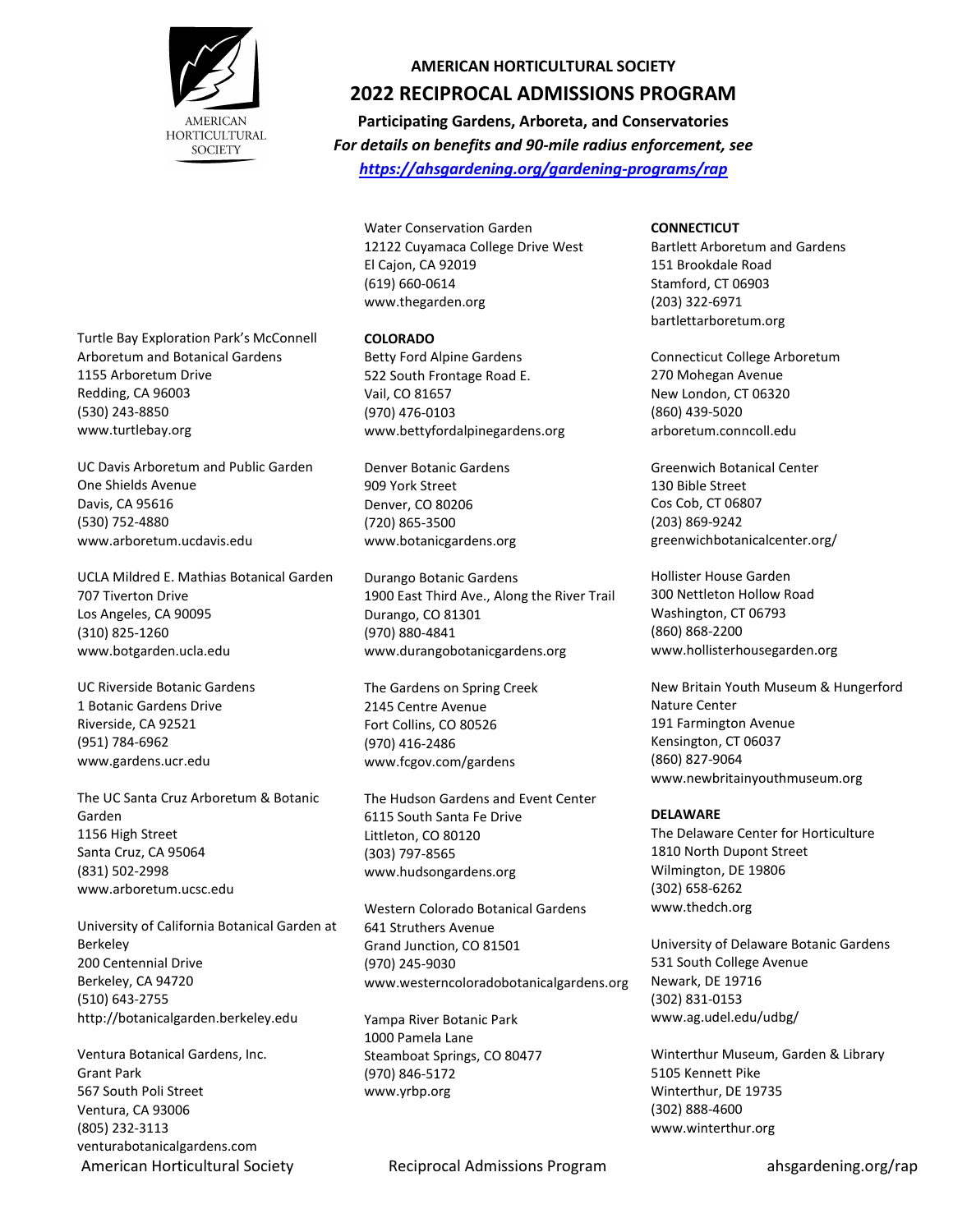## AMERICAN HORTICULTURAL SOCIETY

# 2022 RECIPROCAL ADMISSIONS PROGRAM

**Participating Gardens, Arboreta, and Conservatories**

***For details on benefits and 90-mile radius enforcement, see***

***https://ahsgardening.org/gardening-programs/rap***

Turtle Bay Exploration Park's McConnell Arboretum and Botanical Gardens
1155 Arboretum Drive
Redding, CA 96003
(530) 243-8850
www.turtlebay.org

UC Davis Arboretum and Public Garden
One Shields Avenue
Davis, CA 95616
(530) 752-4880
www.arboretum.ucdavis.edu

UCLA Mildred E. Mathias Botanical Garden
707 Tiverton Drive
Los Angeles, CA 90095
(310) 825-1260
www.botgarden.ucla.edu

UC Riverside Botanic Gardens
1 Botanic Gardens Drive
Riverside, CA 92521
(951) 784-6962
www.gardens.ucr.edu

The UC Santa Cruz Arboretum & Botanic Garden
1156 High Street
Santa Cruz, CA 95064
(831) 502-2998
www.arboretum.ucsc.edu

University of California Botanical Garden at Berkeley
200 Centennial Drive
Berkeley, CA 94720
(510) 643-2755
http://botanicalgarden.berkeley.edu

Ventura Botanical Gardens, Inc.
Grant Park
567 South Poli Street
Ventura, CA 93006
(805) 232-3113
venturabotanicalgardens.com

Water Conservation Garden
12122 Cuyamaca College Drive West
El Cajon, CA 92019
(619) 660-0614
www.thegarden.org

**COLORADO**

Betty Ford Alpine Gardens
522 South Frontage Road E.
Vail, CO 81657
(970) 476-0103
www.bettyfordalpinegardens.org

Denver Botanic Gardens
909 York Street
Denver, CO 80206
(720) 865-3500
www.botanicgardens.org

Durango Botanic Gardens
1900 East Third Ave., Along the River Trail
Durango, CO 81301
(970) 880-4841
www.durangobotanicgardens.org

The Gardens on Spring Creek
2145 Centre Avenue
Fort Collins, CO 80526
(970) 416-2486
www.fcgov.com/gardens

The Hudson Gardens and Event Center
6115 South Santa Fe Drive
Littleton, CO 80120
(303) 797-8565
www.hudsongardens.org

Western Colorado Botanical Gardens
641 Struthers Avenue
Grand Junction, CO 81501
(970) 245-9030
www.westerncoloradobotanicalgardens.org

Yampa River Botanic Park
1000 Pamela Lane
Steamboat Springs, CO 80477
(970) 846-5172
www.yrbp.org

**CONNECTICUT**

Bartlett Arboretum and Gardens
151 Brookdale Road
Stamford, CT 06903
(203) 322-6971
bartlettarboretum.org

Connecticut College Arboretum
270 Mohegan Avenue
New London, CT 06320
(860) 439-5020
arboretum.conncoll.edu

Greenwich Botanical Center
130 Bible Street
Cos Cob, CT 06807
(203) 869-9242
greenwichbotanicalcenter.org/

Hollister House Garden
300 Nettleton Hollow Road
Washington, CT 06793
(860) 868-2200
www.hollisterhousegarden.org

New Britain Youth Museum & Hungerford Nature Center
191 Farmington Avenue
Kensington, CT 06037
(860) 827-9064
www.newbritainyouthmuseum.org

**DELAWARE**

The Delaware Center for Horticulture
1810 North Dupont Street
Wilmington, DE 19806
(302) 658-6262
www.thedch.org

University of Delaware Botanic Gardens
531 South College Avenue
Newark, DE 19716
(302) 831-0153
www.ag.udel.edu/udbg/

Winterthur Museum, Garden & Library
5105 Kennett Pike
Winterthur, DE 19735
(302) 888-4600
www.winterthur.org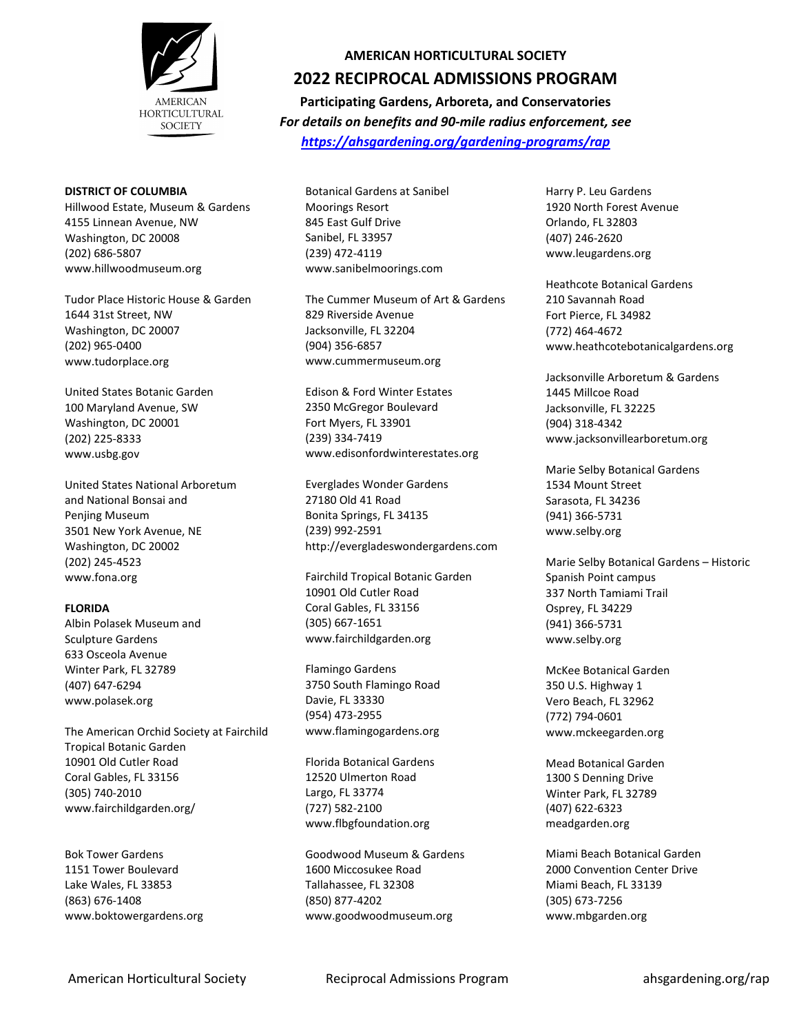# AMERICAN HORTICULTURAL SOCIETY

## 2022 RECIPROCAL ADMISSIONS PROGRAM

**Participating Gardens, Arboreta, and Conservatories**

***For details on benefits and 90-mile radius enforcement, see https://ahsgardening.org/gardening-programs/rap***

**DISTRICT OF COLUMBIA**

Hillwood Estate, Museum & Gardens
4155 Linnean Avenue, NW
Washington, DC 20008
(202) 686-5807
www.hillwoodmuseum.org

Tudor Place Historic House & Garden
1644 31st Street, NW
Washington, DC 20007
(202) 965-0400
www.tudorplace.org

United States Botanic Garden
100 Maryland Avenue, SW
Washington, DC 20001
(202) 225-8333
www.usbg.gov

United States National Arboretum and National Bonsai and Penjing Museum
3501 New York Avenue, NE
Washington, DC 20002
(202) 245-4523
www.fona.org

**FLORIDA**

Albin Polasek Museum and Sculpture Gardens
633 Osceola Avenue
Winter Park, FL 32789
(407) 647-6294
www.polasek.org

The American Orchid Society at Fairchild Tropical Botanic Garden
10901 Old Cutler Road
Coral Gables, FL 33156
(305) 740-2010
www.fairchildgarden.org/

Bok Tower Gardens
1151 Tower Boulevard
Lake Wales, FL 33853
(863) 676-1408
www.boktowergardens.org

Botanical Gardens at Sanibel Moorings Resort
845 East Gulf Drive
Sanibel, FL 33957
(239) 472-4119
www.sanibelmoorings.com

The Cummer Museum of Art & Gardens
829 Riverside Avenue
Jacksonville, FL 32204
(904) 356-6857
www.cummermuseum.org

Edison & Ford Winter Estates
2350 McGregor Boulevard
Fort Myers, FL 33901
(239) 334-7419
www.edisonfordwinterestates.org

Everglades Wonder Gardens
27180 Old 41 Road
Bonita Springs, FL 34135
(239) 992-2591
http://evergladeswondergardens.com

Fairchild Tropical Botanic Garden
10901 Old Cutler Road
Coral Gables, FL 33156
(305) 667-1651
www.fairchildgarden.org

Flamingo Gardens
3750 South Flamingo Road
Davie, FL 33330
(954) 473-2955
www.flamingogardens.org

Florida Botanical Gardens
12520 Ulmerton Road
Largo, FL 33774
(727) 582-2100
www.flbgfoundation.org

Goodwood Museum & Gardens
1600 Miccosukee Road
Tallahassee, FL 32308
(850) 877-4202
www.goodwoodmuseum.org

Harry P. Leu Gardens
1920 North Forest Avenue
Orlando, FL 32803
(407) 246-2620
www.leugardens.org

Heathcote Botanical Gardens
210 Savannah Road
Fort Pierce, FL 34982
(772) 464-4672
www.heathcotebotanicalgardens.org

Jacksonville Arboretum & Gardens
1445 Millcoe Road
Jacksonville, FL 32225
(904) 318-4342
www.jacksonvillearboretum.org

Marie Selby Botanical Gardens
1534 Mount Street
Sarasota, FL 34236
(941) 366-5731
www.selby.org

Marie Selby Botanical Gardens – Historic Spanish Point campus
337 North Tamiami Trail
Osprey, FL 34229
(941) 366-5731
www.selby.org

McKee Botanical Garden
350 U.S. Highway 1
Vero Beach, FL 32962
(772) 794-0601
www.mckeegarden.org

Mead Botanical Garden
1300 S Denning Drive
Winter Park, FL 32789
(407) 622-6323
meadgarden.org

Miami Beach Botanical Garden
2000 Convention Center Drive
Miami Beach, FL 33139
(305) 673-7256
www.mbgarden.org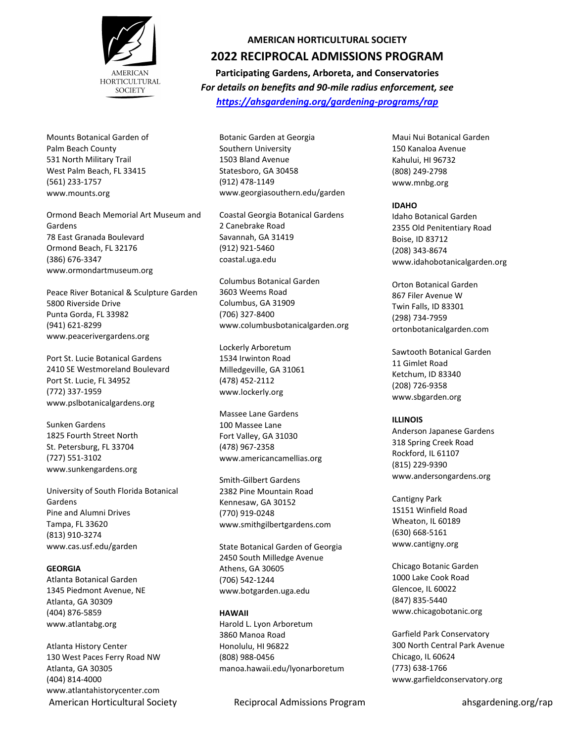**AMERICAN HORTICULTURAL SOCIETY**

**2022 RECIPROCAL ADMISSIONS PROGRAM**

**Participating Gardens, Arboreta, and Conservatories**

***For details on benefits and 90-mile radius enforcement, see [https://ahsgardening.org/gardening-programs/rap](https://ahsgardening.org/gardening-programs/rap)***

Mounts Botanical Garden of Palm Beach County
531 North Military Trail
West Palm Beach, FL 33415
(561) 233-1757
www.mounts.org

Ormond Beach Memorial Art Museum and Gardens
78 East Granada Boulevard
Ormond Beach, FL 32176
(386) 676-3347
www.ormondartmuseum.org

Peace River Botanical & Sculpture Garden
5800 Riverside Drive
Punta Gorda, FL 33982
(941) 621-8299
www.peacerivergardens.org

Port St. Lucie Botanical Gardens
2410 SE Westmoreland Boulevard
Port St. Lucie, FL 34952
(772) 337-1959
www.pslbotanicalgardens.org

Sunken Gardens
1825 Fourth Street North
St. Petersburg, FL 33704
(727) 551-3102
www.sunkengardens.org

University of South Florida Botanical Gardens
Pine and Alumni Drives
Tampa, FL 33620
(813) 910-3274
www.cas.usf.edu/garden

**GEORGIA**

Atlanta Botanical Garden
1345 Piedmont Avenue, NE
Atlanta, GA 30309
(404) 876-5859
www.atlantabg.org

Atlanta History Center
130 West Paces Ferry Road NW
Atlanta, GA 30305
(404) 814-4000
www.atlantahistorycenter.com

Botanic Garden at Georgia Southern University
1503 Bland Avenue
Statesboro, GA 30458
(912) 478-1149
www.georgiasouthern.edu/garden

Coastal Georgia Botanical Gardens
2 Canebrake Road
Savannah, GA 31419
(912) 921-5460
coastal.uga.edu

Columbus Botanical Garden
3603 Weems Road
Columbus, GA 31909
(706) 327-8400
www.columbusbotanicalgarden.org

Lockerly Arboretum
1534 Irwinton Road
Milledgeville, GA 31061
(478) 452-2112
www.lockerly.org

Massee Lane Gardens
100 Massee Lane
Fort Valley, GA 31030
(478) 967-2358
www.americancamellias.org

Smith-Gilbert Gardens
2382 Pine Mountain Road
Kennesaw, GA 30152
(770) 919-0248
www.smithgilbertgardens.com

State Botanical Garden of Georgia
2450 South Milledge Avenue
Athens, GA 30605
(706) 542-1244
www.botgarden.uga.edu

**HAWAII**

Harold L. Lyon Arboretum
3860 Manoa Road
Honolulu, HI 96822
(808) 988-0456
manoa.hawaii.edu/lyonarboretum

Maui Nui Botanical Garden
150 Kanaloa Avenue
Kahului, HI 96732
(808) 249-2798
www.mnbg.org

**IDAHO**

Idaho Botanical Garden
2355 Old Penitentiary Road
Boise, ID 83712
(208) 343-8674
www.idahobotanicalgarden.org

Orton Botanical Garden
867 Filer Avenue W
Twin Falls, ID 83301
(298) 734-7959
ortonbotanicalgarden.com

Sawtooth Botanical Garden
11 Gimlet Road
Ketchum, ID 83340
(208) 726-9358
www.sbgarden.org

**ILLINOIS**

Anderson Japanese Gardens
318 Spring Creek Road
Rockford, IL 61107
(815) 229-9390
www.andersongardens.org

Cantigny Park
1S151 Winfield Road
Wheaton, IL 60189
(630) 668-5161
www.cantigny.org

Chicago Botanic Garden
1000 Lake Cook Road
Glencoe, IL 60022
(847) 835-5440
www.chicagobotanic.org

Garfield Park Conservatory
300 North Central Park Avenue
Chicago, IL 60624
(773) 638-1766
www.garfieldconservatory.org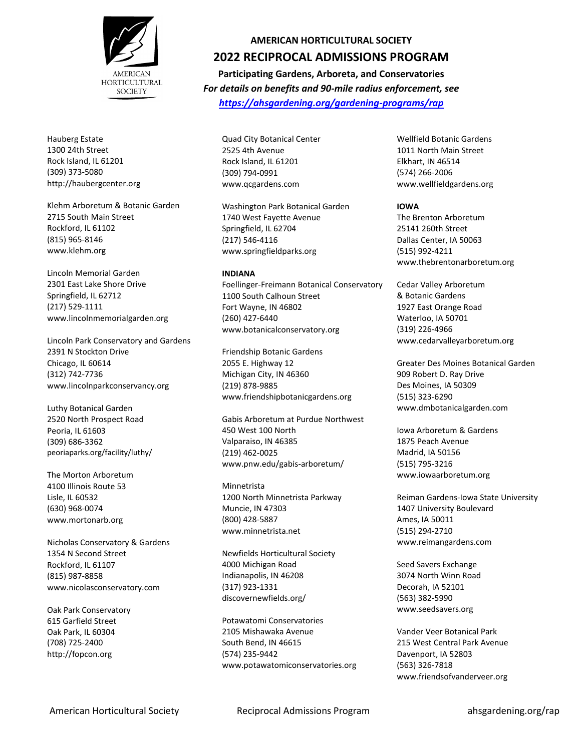# AMERICAN HORTICULTURAL SOCIETY

## 2022 RECIPROCAL ADMISSIONS PROGRAM

**Participating Gardens, Arboreta, and Conservatories**

***For details on benefits and 90-mile radius enforcement, see https://ahsgardening.org/gardening-programs/rap***

Hauberg Estate
1300 24th Street
Rock Island, IL 61201
(309) 373-5080
http://haubergcenter.org

Klehm Arboretum & Botanic Garden
2715 South Main Street
Rockford, IL 61102
(815) 965-8146
www.klehm.org

Lincoln Memorial Garden
2301 East Lake Shore Drive
Springfield, IL 62712
(217) 529-1111
www.lincolnmemorialgarden.org

Lincoln Park Conservatory and Gardens
2391 N Stockton Drive
Chicago, IL 60614
(312) 742-7736
www.lincolnparkconservancy.org

Luthy Botanical Garden
2520 North Prospect Road
Peoria, IL 61603
(309) 686-3362
peoriaparks.org/facility/luthy/

The Morton Arboretum
4100 Illinois Route 53
Lisle, IL 60532
(630) 968-0074
www.mortonarb.org

Nicholas Conservatory & Gardens
1354 N Second Street
Rockford, IL 61107
(815) 987-8858
www.nicolasconservatory.com

Oak Park Conservatory
615 Garfield Street
Oak Park, IL 60304
(708) 725-2400
http://fopcon.org

Quad City Botanical Center
2525 4th Avenue
Rock Island, IL 61201
(309) 794-0991
www.qcgardens.com

Washington Park Botanical Garden
1740 West Fayette Avenue
Springfield, IL 62704
(217) 546-4116
www.springfieldparks.org

**INDIANA**

Foellinger-Freimann Botanical Conservatory
1100 South Calhoun Street
Fort Wayne, IN 46802
(260) 427-6440
www.botanicalconservatory.org

Friendship Botanic Gardens
2055 E. Highway 12
Michigan City, IN 46360
(219) 878-9885
www.friendshipbotanicgardens.org

Gabis Arboretum at Purdue Northwest
450 West 100 North
Valparaiso, IN 46385
(219) 462-0025
www.pnw.edu/gabis-arboretum/

Minnetrista
1200 North Minnetrista Parkway
Muncie, IN 47303
(800) 428-5887
www.minnetrista.net

Newfields Horticultural Society
4000 Michigan Road
Indianapolis, IN 46208
(317) 923-1331
discovernewfields.org/

Potawatomi Conservatories
2105 Mishawaka Avenue
South Bend, IN 46615
(574) 235-9442
www.potawatomiconservatories.org

Wellfield Botanic Gardens
1011 North Main Street
Elkhart, IN 46514
(574) 266-2006
www.wellfieldgardens.org

**IOWA**

The Brenton Arboretum
25141 260th Street
Dallas Center, IA 50063
(515) 992-4211
www.thebrentonarboretum.org

Cedar Valley Arboretum & Botanic Gardens
1927 East Orange Road
Waterloo, IA 50701
(319) 226-4966
www.cedarvalleyarboretum.org

Greater Des Moines Botanical Garden
909 Robert D. Ray Drive
Des Moines, IA 50309
(515) 323-6290
www.dmbotanicalgarden.com

Iowa Arboretum & Gardens
1875 Peach Avenue
Madrid, IA 50156
(515) 795-3216
www.iowaarboretum.org

Reiman Gardens-Iowa State University
1407 University Boulevard
Ames, IA 50011
(515) 294-2710
www.reimangardens.com

Seed Savers Exchange
3074 North Winn Road
Decorah, IA 52101
(563) 382-5990
www.seedsavers.org

Vander Veer Botanical Park
215 West Central Park Avenue
Davenport, IA 52803
(563) 326-7818
www.friendsofvanderveer.org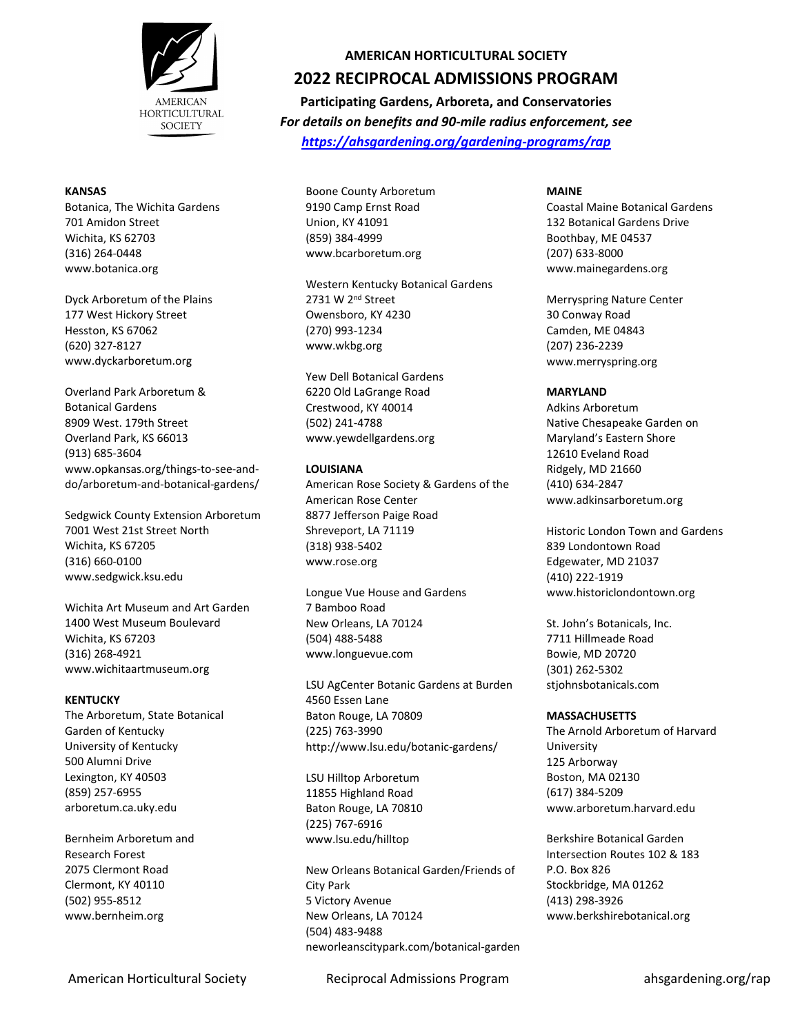# AMERICAN HORTICULTURAL SOCIETY

## 2022 RECIPROCAL ADMISSIONS PROGRAM

**Participating Gardens, Arboreta, and Conservatories**

***For details on benefits and 90-mile radius enforcement, see https://ahsgardening.org/gardening-programs/rap***

**KANSAS**

Botanica, The Wichita Gardens
701 Amidon Street
Wichita, KS 62703
(316) 264-0448
www.botanica.org

Dyck Arboretum of the Plains
177 West Hickory Street
Hesston, KS 67062
(620) 327-8127
www.dyckarboretum.org

Overland Park Arboretum & Botanical Gardens
8909 West. 179th Street
Overland Park, KS 66013
(913) 685-3604
www.opkansas.org/things-to-see-and-do/arboretum-and-botanical-gardens/

Sedgwick County Extension Arboretum
7001 West 21st Street North
Wichita, KS 67205
(316) 660-0100
www.sedgwick.ksu.edu

Wichita Art Museum and Art Garden
1400 West Museum Boulevard
Wichita, KS 67203
(316) 268-4921
www.wichitaartmuseum.org

**KENTUCKY**

The Arboretum, State Botanical Garden of Kentucky
University of Kentucky
500 Alumni Drive
Lexington, KY 40503
(859) 257-6955
arboretum.ca.uky.edu

Bernheim Arboretum and Research Forest
2075 Clermont Road
Clermont, KY 40110
(502) 955-8512
www.bernheim.org

Boone County Arboretum
9190 Camp Ernst Road
Union, KY 41091
(859) 384-4999
www.bcarboretum.org

Western Kentucky Botanical Gardens
2731 W 2nd Street
Owensboro, KY 4230
(270) 993-1234
www.wkbg.org

Yew Dell Botanical Gardens
6220 Old LaGrange Road
Crestwood, KY 40014
(502) 241-4788
www.yewdellgardens.org

**LOUISIANA**

American Rose Society & Gardens of the American Rose Center
8877 Jefferson Paige Road
Shreveport, LA 71119
(318) 938-5402
www.rose.org

Longue Vue House and Gardens
7 Bamboo Road
New Orleans, LA 70124
(504) 488-5488
www.longuevue.com

LSU AgCenter Botanic Gardens at Burden
4560 Essen Lane
Baton Rouge, LA 70809
(225) 763-3990
http://www.lsu.edu/botanic-gardens/

LSU Hilltop Arboretum
11855 Highland Road
Baton Rouge, LA 70810
(225) 767-6916
www.lsu.edu/hilltop

New Orleans Botanical Garden/Friends of City Park
5 Victory Avenue
New Orleans, LA 70124
(504) 483-9488
neworleanscitypark.com/botanical-garden

**MAINE**

Coastal Maine Botanical Gardens
132 Botanical Gardens Drive
Boothbay, ME 04537
(207) 633-8000
www.mainegardens.org

Merryspring Nature Center
30 Conway Road
Camden, ME 04843
(207) 236-2239
www.merryspring.org

**MARYLAND**

Adkins Arboretum
Native Chesapeake Garden on Maryland's Eastern Shore
12610 Eveland Road
Ridgely, MD 21660
(410) 634-2847
www.adkinsarboretum.org

Historic London Town and Gardens
839 Londontown Road
Edgewater, MD 21037
(410) 222-1919
www.historiclondontown.org

St. John's Botanicals, Inc.
7711 Hillmeade Road
Bowie, MD 20720
(301) 262-5302
stjohnsbotanicals.com

**MASSACHUSETTS**

The Arnold Arboretum of Harvard University
125 Arborway
Boston, MA 02130
(617) 384-5209
www.arboretum.harvard.edu

Berkshire Botanical Garden
Intersection Routes 102 & 183
P.O. Box 826
Stockbridge, MA 01262
(413) 298-3926
www.berkshirebotanical.org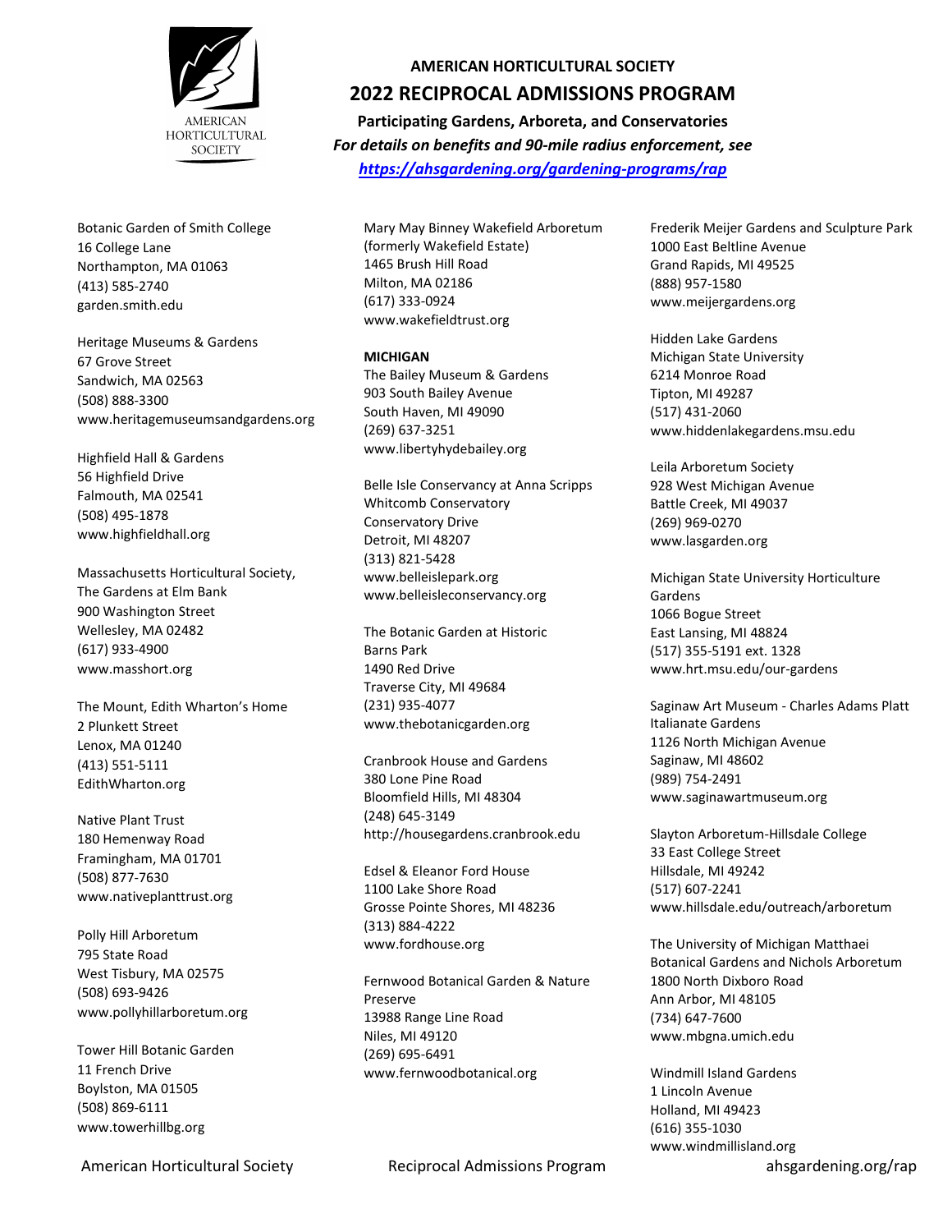# AMERICAN HORTICULTURAL SOCIETY

## 2022 RECIPROCAL ADMISSIONS PROGRAM

**Participating Gardens, Arboreta, and Conservatories**

***For details on benefits and 90-mile radius enforcement, see*** ***https://ahsgardening.org/gardening-programs/rap***

Botanic Garden of Smith College
16 College Lane
Northampton, MA 01063
(413) 585-2740
garden.smith.edu

Heritage Museums & Gardens
67 Grove Street
Sandwich, MA 02563
(508) 888-3300
www.heritagemuseumsandgardens.org

Highfield Hall & Gardens
56 Highfield Drive
Falmouth, MA 02541
(508) 495-1878
www.highfieldhall.org

Massachusetts Horticultural Society, The Gardens at Elm Bank
900 Washington Street
Wellesley, MA 02482
(617) 933-4900
www.masshort.org

The Mount, Edith Wharton's Home
2 Plunkett Street
Lenox, MA 01240
(413) 551-5111
EdithWharton.org

Native Plant Trust
180 Hemenway Road
Framingham, MA 01701
(508) 877-7630
www.nativeplanttrust.org

Polly Hill Arboretum
795 State Road
West Tisbury, MA 02575
(508) 693-9426
www.pollyhillarboretum.org

Tower Hill Botanic Garden
11 French Drive
Boylston, MA 01505
(508) 869-6111
www.towerhillbg.org

Mary May Binney Wakefield Arboretum (formerly Wakefield Estate)
1465 Brush Hill Road
Milton, MA 02186
(617) 333-0924
www.wakefieldtrust.org

**MICHIGAN**

The Bailey Museum & Gardens
903 South Bailey Avenue
South Haven, MI 49090
(269) 637-3251
www.libertyhydebailey.org

Belle Isle Conservancy at Anna Scripps Whitcomb Conservatory
Conservatory Drive
Detroit, MI 48207
(313) 821-5428
www.belleislepark.org
www.belleisleconservancy.org

The Botanic Garden at Historic Barns Park
1490 Red Drive
Traverse City, MI 49684
(231) 935-4077
www.thebotanicgarden.org

Cranbrook House and Gardens
380 Lone Pine Road
Bloomfield Hills, MI 48304
(248) 645-3149
http://housegardens.cranbrook.edu

Edsel & Eleanor Ford House
1100 Lake Shore Road
Grosse Pointe Shores, MI 48236
(313) 884-4222
www.fordhouse.org

Fernwood Botanical Garden & Nature Preserve
13988 Range Line Road
Niles, MI 49120
(269) 695-6491
www.fernwoodbotanical.org

Frederik Meijer Gardens and Sculpture Park
1000 East Beltline Avenue
Grand Rapids, MI 49525
(888) 957-1580
www.meijergardens.org

Hidden Lake Gardens
Michigan State University
6214 Monroe Road
Tipton, MI 49287
(517) 431-2060
www.hiddenlakegardens.msu.edu

Leila Arboretum Society
928 West Michigan Avenue
Battle Creek, MI 49037
(269) 969-0270
www.lasgarden.org

Michigan State University Horticulture Gardens
1066 Bogue Street
East Lansing, MI 48824
(517) 355-5191 ext. 1328
www.hrt.msu.edu/our-gardens

Saginaw Art Museum - Charles Adams Platt Italianate Gardens
1126 North Michigan Avenue
Saginaw, MI 48602
(989) 754-2491
www.saginawartmuseum.org

Slayton Arboretum-Hillsdale College
33 East College Street
Hillsdale, MI 49242
(517) 607-2241
www.hillsdale.edu/outreach/arboretum

The University of Michigan Matthaei Botanical Gardens and Nichols Arboretum
1800 North Dixboro Road
Ann Arbor, MI 48105
(734) 647-7600
www.mbgna.umich.edu

Windmill Island Gardens
1 Lincoln Avenue
Holland, MI 49423
(616) 355-1030
www.windmillisland.org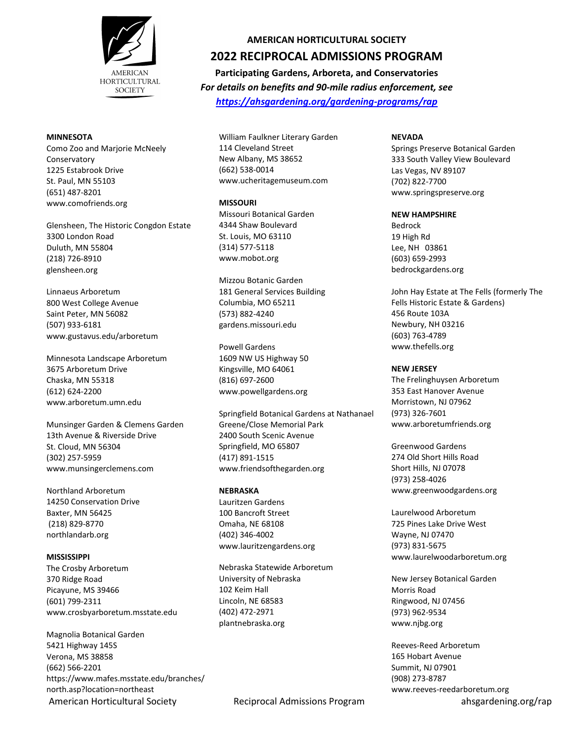# AMERICAN HORTICULTURAL SOCIETY

## 2022 RECIPROCAL ADMISSIONS PROGRAM

**Participating Gardens, Arboreta, and Conservatories**

***For details on benefits and 90-mile radius enforcement, see [https://ahsgardening.org/gardening-programs/rap](https://ahsgardening.org/gardening-programs/rap)***

**MINNESOTA**

Como Zoo and Marjorie McNeely Conservatory
1225 Estabrook Drive
St. Paul, MN 55103
(651) 487-8201
www.comofriends.org

Glensheen, The Historic Congdon Estate
3300 London Road
Duluth, MN 55804
(218) 726-8910
glensheen.org

Linnaeus Arboretum
800 West College Avenue
Saint Peter, MN 56082
(507) 933-6181
www.gustavus.edu/arboretum

Minnesota Landscape Arboretum
3675 Arboretum Drive
Chaska, MN 55318
(612) 624-2200
www.arboretum.umn.edu

Munsinger Garden & Clemens Garden
13th Avenue & Riverside Drive
St. Cloud, MN 56304
(302) 257-5959
www.munsingerclemens.com

Northland Arboretum
14250 Conservation Drive
Baxter, MN 56425
(218) 829-8770
northlandarb.org

**MISSISSIPPI**

The Crosby Arboretum
370 Ridge Road
Picayune, MS 39466
(601) 799-2311
www.crosbyarboretum.msstate.edu

Magnolia Botanical Garden
5421 Highway 145S
Verona, MS 38858
(662) 566-2201
https://www.mafes.msstate.edu/branches/north.asp?location=northeast

William Faulkner Literary Garden
114 Cleveland Street
New Albany, MS 38652
(662) 538-0014
www.ucheritagemuseum.com

**MISSOURI**

Missouri Botanical Garden
4344 Shaw Boulevard
St. Louis, MO 63110
(314) 577-5118
www.mobot.org

Mizzou Botanic Garden
181 General Services Building
Columbia, MO 65211
(573) 882-4240
gardens.missouri.edu

Powell Gardens
1609 NW US Highway 50
Kingsville, MO 64061
(816) 697-2600
www.powellgardens.org

Springfield Botanical Gardens at Nathanael Greene/Close Memorial Park
2400 South Scenic Avenue
Springfield, MO 65807
(417) 891-1515
www.friendsofthegarden.org

**NEBRASKA**

Lauritzen Gardens
100 Bancroft Street
Omaha, NE 68108
(402) 346-4002
www.lauritzengardens.org

Nebraska Statewide Arboretum
University of Nebraska
102 Keim Hall
Lincoln, NE 68583
(402) 472-2971
plantnebraska.org

**NEVADA**

Springs Preserve Botanical Garden
333 South Valley View Boulevard
Las Vegas, NV 89107
(702) 822-7700
www.springspreserve.org

**NEW HAMPSHIRE**

Bedrock
19 High Rd
Lee, NH 03861
(603) 659-2993
bedrockgardens.org

John Hay Estate at The Fells (formerly The Fells Historic Estate & Gardens)
456 Route 103A
Newbury, NH 03216
(603) 763-4789
www.thefells.org

**NEW JERSEY**

The Frelinghuysen Arboretum
353 East Hanover Avenue
Morristown, NJ 07962
(973) 326-7601
www.arboretumfriends.org

Greenwood Gardens
274 Old Short Hills Road
Short Hills, NJ 07078
(973) 258-4026
www.greenwoodgardens.org

Laurelwood Arboretum
725 Pines Lake Drive West
Wayne, NJ 07470
(973) 831-5675
www.laurelwoodarboretum.org

New Jersey Botanical Garden
Morris Road
Ringwood, NJ 07456
(973) 962-9534
www.njbg.org

Reeves-Reed Arboretum
165 Hobart Avenue
Summit, NJ 07901
(908) 273-8787
www.reeves-reedarboretum.org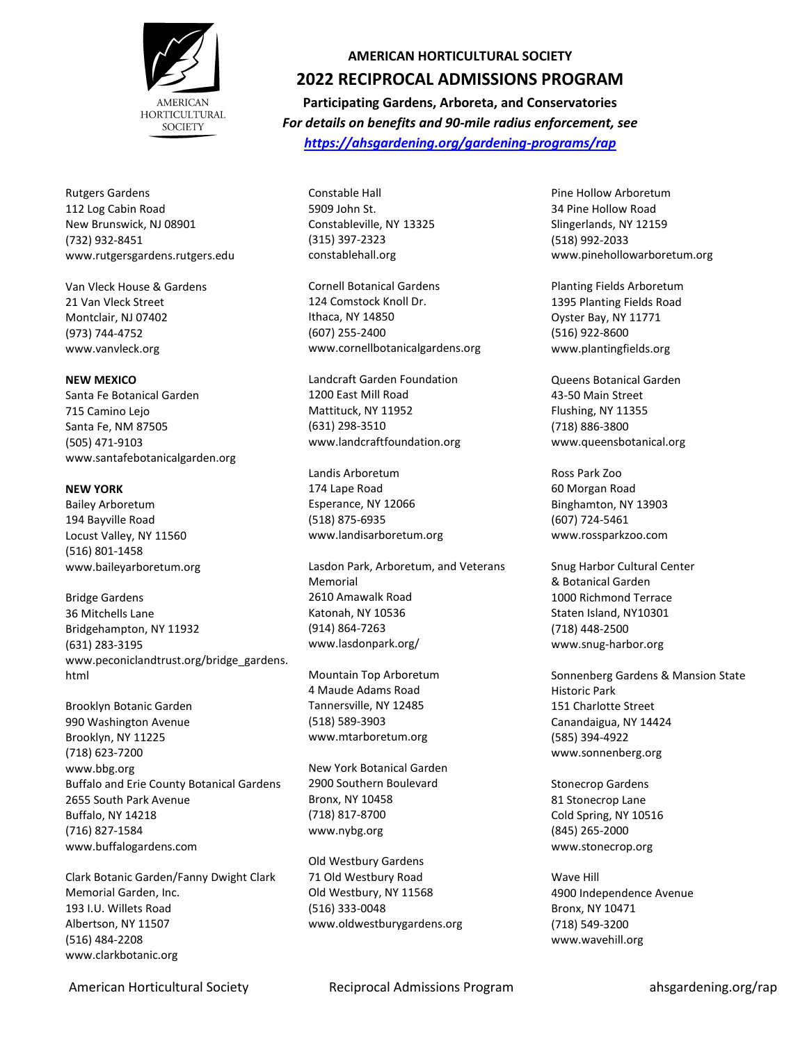**AMERICAN HORTICULTURAL SOCIETY**

# 2022 RECIPROCAL ADMISSIONS PROGRAM

**Participating Gardens, Arboreta, and Conservatories**

***For details on benefits and 90-mile radius enforcement, see [https://ahsgardening.org/gardening-programs/rap](https://ahsgardening.org/gardening-programs/rap)***

Rutgers Gardens
112 Log Cabin Road
New Brunswick, NJ 08901
(732) 932-8451
www.rutgersgardens.rutgers.edu

Van Vleck House & Gardens
21 Van Vleck Street
Montclair, NJ 07402
(973) 744-4752
www.vanvleck.org

**NEW MEXICO**

Santa Fe Botanical Garden
715 Camino Lejo
Santa Fe, NM 87505
(505) 471-9103
www.santafebotanicalgarden.org

**NEW YORK**

Bailey Arboretum
194 Bayville Road
Locust Valley, NY 11560
(516) 801-1458
www.baileyarboretum.org

Bridge Gardens
36 Mitchells Lane
Bridgehampton, NY 11932
(631) 283-3195
www.peconiclandtrust.org/bridge_gardens.html

Brooklyn Botanic Garden
990 Washington Avenue
Brooklyn, NY 11225
(718) 623-7200
www.bbg.org

Buffalo and Erie County Botanical Gardens
2655 South Park Avenue
Buffalo, NY 14218
(716) 827-1584
www.buffalogardens.com

Clark Botanic Garden/Fanny Dwight Clark Memorial Garden, Inc.
193 I.U. Willets Road
Albertson, NY 11507
(516) 484-2208
www.clarkbotanic.org

Constable Hall
5909 John St.
Constableville, NY 13325
(315) 397-2323
constablehall.org

Cornell Botanical Gardens
124 Comstock Knoll Dr.
Ithaca, NY 14850
(607) 255-2400
www.cornellbotanicalgardens.org

Landcraft Garden Foundation
1200 East Mill Road
Mattituck, NY 11952
(631) 298-3510
www.landcraftfoundation.org

Landis Arboretum
174 Lape Road
Esperance, NY 12066
(518) 875-6935
www.landisarboretum.org

Lasdon Park, Arboretum, and Veterans Memorial
2610 Amawalk Road
Katonah, NY 10536
(914) 864-7263
www.lasdonpark.org/

Mountain Top Arboretum
4 Maude Adams Road
Tannersville, NY 12485
(518) 589-3903
www.mtarboretum.org

New York Botanical Garden
2900 Southern Boulevard
Bronx, NY 10458
(718) 817-8700
www.nybg.org

Old Westbury Gardens
71 Old Westbury Road
Old Westbury, NY 11568
(516) 333-0048
www.oldwestburygardens.org

Pine Hollow Arboretum
34 Pine Hollow Road
Slingerlands, NY 12159
(518) 992-2033
www.pinehollowarboretum.org

Planting Fields Arboretum
1395 Planting Fields Road
Oyster Bay, NY 11771
(516) 922-8600
www.plantingfields.org

Queens Botanical Garden
43-50 Main Street
Flushing, NY 11355
(718) 886-3800
www.queensbotanical.org

Ross Park Zoo
60 Morgan Road
Binghamton, NY 13903
(607) 724-5461
www.rossparkzoo.com

Snug Harbor Cultural Center & Botanical Garden
1000 Richmond Terrace
Staten Island, NY10301
(718) 448-2500
www.snug-harbor.org

Sonnenberg Gardens & Mansion State Historic Park
151 Charlotte Street
Canandaigua, NY 14424
(585) 394-4922
www.sonnenberg.org

Stonecrop Gardens
81 Stonecrop Lane
Cold Spring, NY 10516
(845) 265-2000
www.stonecrop.org

Wave Hill
4900 Independence Avenue
Bronx, NY 10471
(718) 549-3200
www.wavehill.org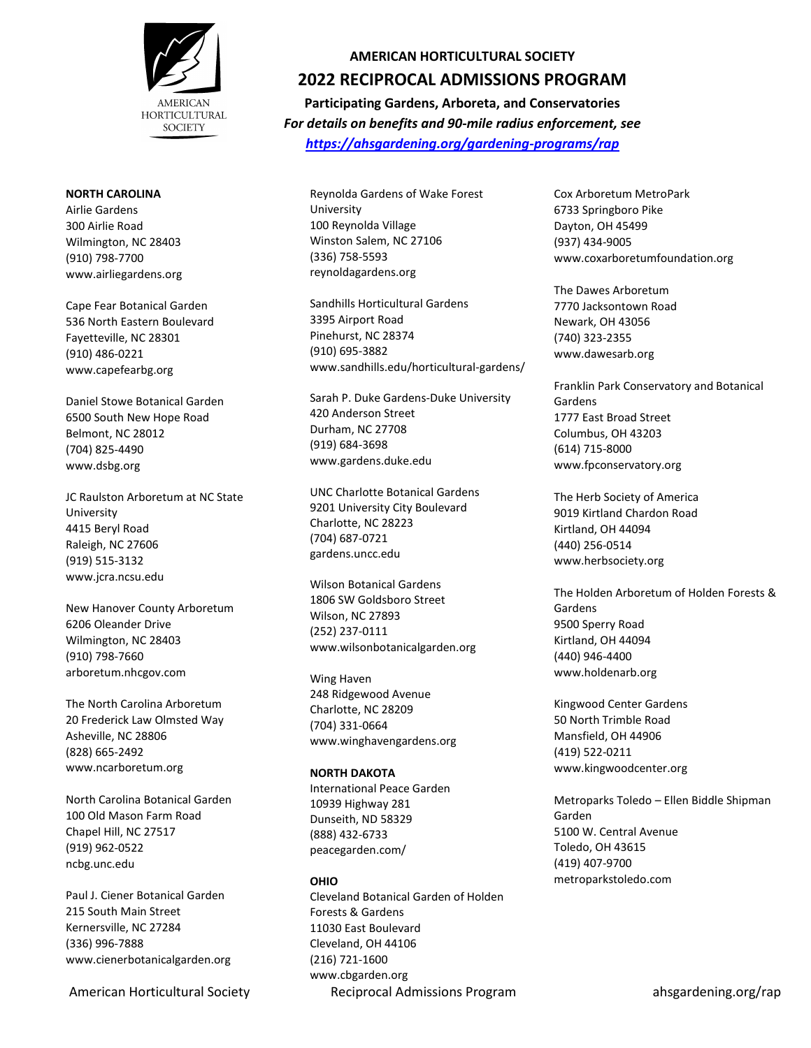# AMERICAN HORTICULTURAL SOCIETY

## 2022 RECIPROCAL ADMISSIONS PROGRAM

**Participating Gardens, Arboreta, and Conservatories**

***For details on benefits and 90-mile radius enforcement, see***
***https://ahsgardening.org/gardening-programs/rap***

**NORTH CAROLINA**

Airlie Gardens
300 Airlie Road
Wilmington, NC 28403
(910) 798-7700
www.airliegardens.org

Cape Fear Botanical Garden
536 North Eastern Boulevard
Fayetteville, NC 28301
(910) 486-0221
www.capefearbg.org

Daniel Stowe Botanical Garden
6500 South New Hope Road
Belmont, NC 28012
(704) 825-4490
www.dsbg.org

JC Raulston Arboretum at NC State University
4415 Beryl Road
Raleigh, NC 27606
(919) 515-3132
www.jcra.ncsu.edu

New Hanover County Arboretum
6206 Oleander Drive
Wilmington, NC 28403
(910) 798-7660
arboretum.nhcgov.com

The North Carolina Arboretum
20 Frederick Law Olmsted Way
Asheville, NC 28806
(828) 665-2492
www.ncarboretum.org

North Carolina Botanical Garden
100 Old Mason Farm Road
Chapel Hill, NC 27517
(919) 962-0522
ncbg.unc.edu

Paul J. Ciener Botanical Garden
215 South Main Street
Kernersville, NC 27284
(336) 996-7888
www.cienerbotanicalgarden.org

Reynolda Gardens of Wake Forest University
100 Reynolda Village
Winston Salem, NC 27106
(336) 758-5593
reynoldagardens.org

Sandhills Horticultural Gardens
3395 Airport Road
Pinehurst, NC 28374
(910) 695-3882
www.sandhills.edu/horticultural-gardens/

Sarah P. Duke Gardens-Duke University
420 Anderson Street
Durham, NC 27708
(919) 684-3698
www.gardens.duke.edu

UNC Charlotte Botanical Gardens
9201 University City Boulevard
Charlotte, NC 28223
(704) 687-0721
gardens.uncc.edu

Wilson Botanical Gardens
1806 SW Goldsboro Street
Wilson, NC 27893
(252) 237-0111
www.wilsonbotanicalgarden.org

Wing Haven
248 Ridgewood Avenue
Charlotte, NC 28209
(704) 331-0664
www.winghavengardens.org

**NORTH DAKOTA**

International Peace Garden
10939 Highway 281
Dunseith, ND 58329
(888) 432-6733
peacegarden.com/

**OHIO**

Cleveland Botanical Garden of Holden Forests & Gardens
11030 East Boulevard
Cleveland, OH 44106
(216) 721-1600
www.cbgarden.org

Cox Arboretum MetroPark
6733 Springboro Pike
Dayton, OH 45499
(937) 434-9005
www.coxarboretumfoundation.org

The Dawes Arboretum
7770 Jacksontown Road
Newark, OH 43056
(740) 323-2355
www.dawesarb.org

Franklin Park Conservatory and Botanical Gardens
1777 East Broad Street
Columbus, OH 43203
(614) 715-8000
www.fpconservatory.org

The Herb Society of America
9019 Kirtland Chardon Road
Kirtland, OH 44094
(440) 256-0514
www.herbsociety.org

The Holden Arboretum of Holden Forests & Gardens
9500 Sperry Road
Kirtland, OH 44094
(440) 946-4400
www.holdenarb.org

Kingwood Center Gardens
50 North Trimble Road
Mansfield, OH 44906
(419) 522-0211
www.kingwoodcenter.org

Metroparks Toledo – Ellen Biddle Shipman Garden
5100 W. Central Avenue
Toledo, OH 43615
(419) 407-9700
metroparkstoledo.com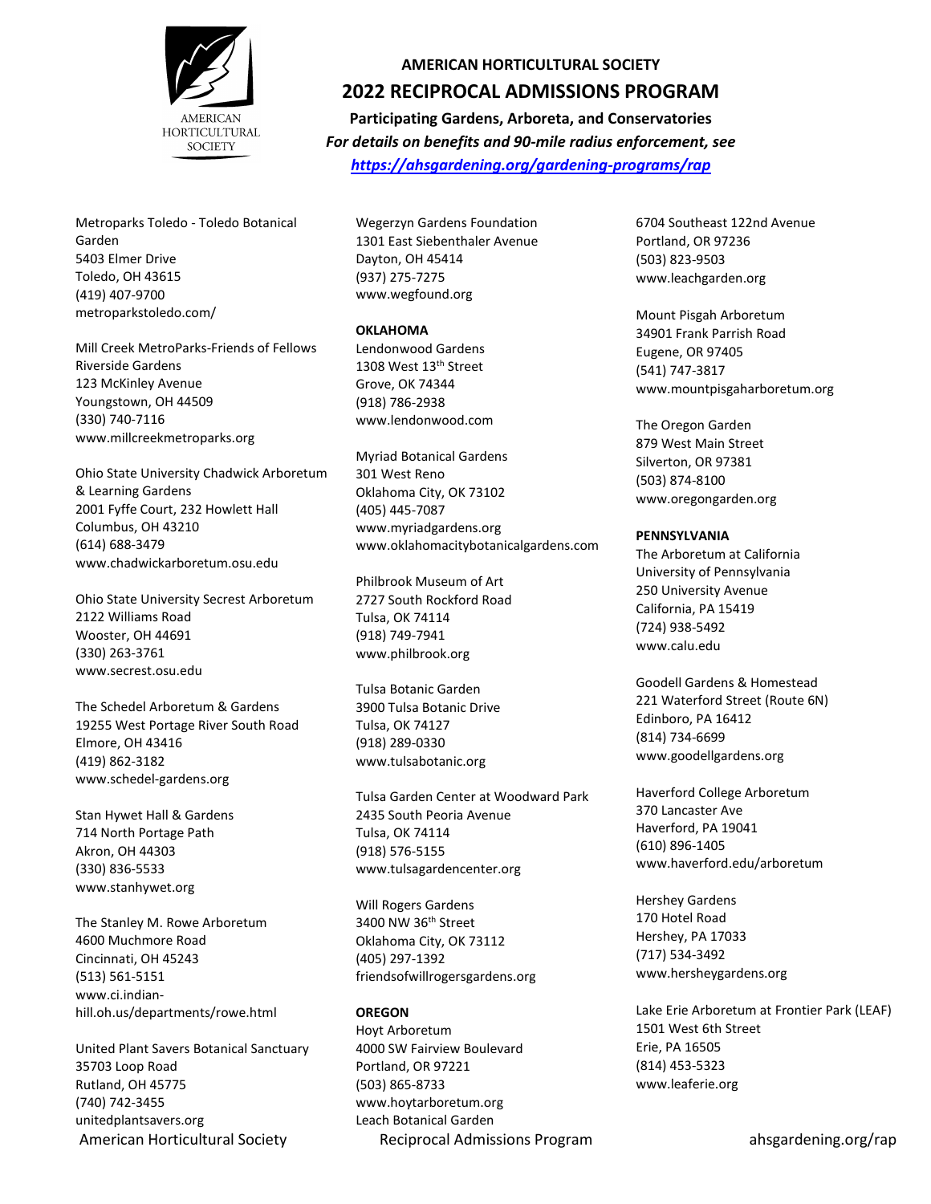**AMERICAN HORTICULTURAL SOCIETY**

# 2022 RECIPROCAL ADMISSIONS PROGRAM

**Participating Gardens, Arboreta, and Conservatories**

***For details on benefits and 90-mile radius enforcement, see https://ahsgardening.org/gardening-programs/rap***

Metroparks Toledo - Toledo Botanical Garden
5403 Elmer Drive
Toledo, OH 43615
(419) 407-9700
metroparkstoledo.com/

Mill Creek MetroParks-Friends of Fellows Riverside Gardens
123 McKinley Avenue
Youngstown, OH 44509
(330) 740-7116
www.millcreekmetroparks.org

Ohio State University Chadwick Arboretum & Learning Gardens
2001 Fyffe Court, 232 Howlett Hall
Columbus, OH 43210
(614) 688-3479
www.chadwickarboretum.osu.edu

Ohio State University Secrest Arboretum
2122 Williams Road
Wooster, OH 44691
(330) 263-3761
www.secrest.osu.edu

The Schedel Arboretum & Gardens
19255 West Portage River South Road
Elmore, OH 43416
(419) 862-3182
www.schedel-gardens.org

Stan Hywet Hall & Gardens
714 North Portage Path
Akron, OH 44303
(330) 836-5533
www.stanhywet.org

The Stanley M. Rowe Arboretum
4600 Muchmore Road
Cincinnati, OH 45243
(513) 561-5151
www.ci.indian-hill.oh.us/departments/rowe.html

United Plant Savers Botanical Sanctuary
35703 Loop Road
Rutland, OH 45775
(740) 742-3455
unitedplantsavers.org

Wegerzyn Gardens Foundation
1301 East Siebenthaler Avenue
Dayton, OH 45414
(937) 275-7275
www.wegfound.org

**OKLAHOMA**

Lendonwood Gardens
1308 West 13th Street
Grove, OK 74344
(918) 786-2938
www.lendonwood.com

Myriad Botanical Gardens
301 West Reno
Oklahoma City, OK 73102
(405) 445-7087
www.myriadgardens.org
www.oklahomacitybotanicalgardens.com

Philbrook Museum of Art
2727 South Rockford Road
Tulsa, OK 74114
(918) 749-7941
www.philbrook.org

Tulsa Botanic Garden
3900 Tulsa Botanic Drive
Tulsa, OK 74127
(918) 289-0330
www.tulsabotanic.org

Tulsa Garden Center at Woodward Park
2435 South Peoria Avenue
Tulsa, OK 74114
(918) 576-5155
www.tulsagardencenter.org

Will Rogers Gardens
3400 NW 36th Street
Oklahoma City, OK 73112
(405) 297-1392
friendsofwillrogersgardens.org

**OREGON**

Hoyt Arboretum
4000 SW Fairview Boulevard
Portland, OR 97221
(503) 865-8733
www.hoytarboretum.org

Leach Botanical Garden
6704 Southeast 122nd Avenue
Portland, OR 97236
(503) 823-9503
www.leachgarden.org

Mount Pisgah Arboretum
34901 Frank Parrish Road
Eugene, OR 97405
(541) 747-3817
www.mountpisgaharboretum.org

The Oregon Garden
879 West Main Street
Silverton, OR 97381
(503) 874-8100
www.oregongarden.org

**PENNSYLVANIA**

The Arboretum at California University of Pennsylvania
250 University Avenue
California, PA 15419
(724) 938-5492
www.calu.edu

Goodell Gardens & Homestead
221 Waterford Street (Route 6N)
Edinboro, PA 16412
(814) 734-6699
www.goodellgardens.org

Haverford College Arboretum
370 Lancaster Ave
Haverford, PA 19041
(610) 896-1405
www.haverford.edu/arboretum

Hershey Gardens
170 Hotel Road
Hershey, PA 17033
(717) 534-3492
www.hersheygardens.org

Lake Erie Arboretum at Frontier Park (LEAF)
1501 West 6th Street
Erie, PA 16505
(814) 453-5323
www.leaferie.org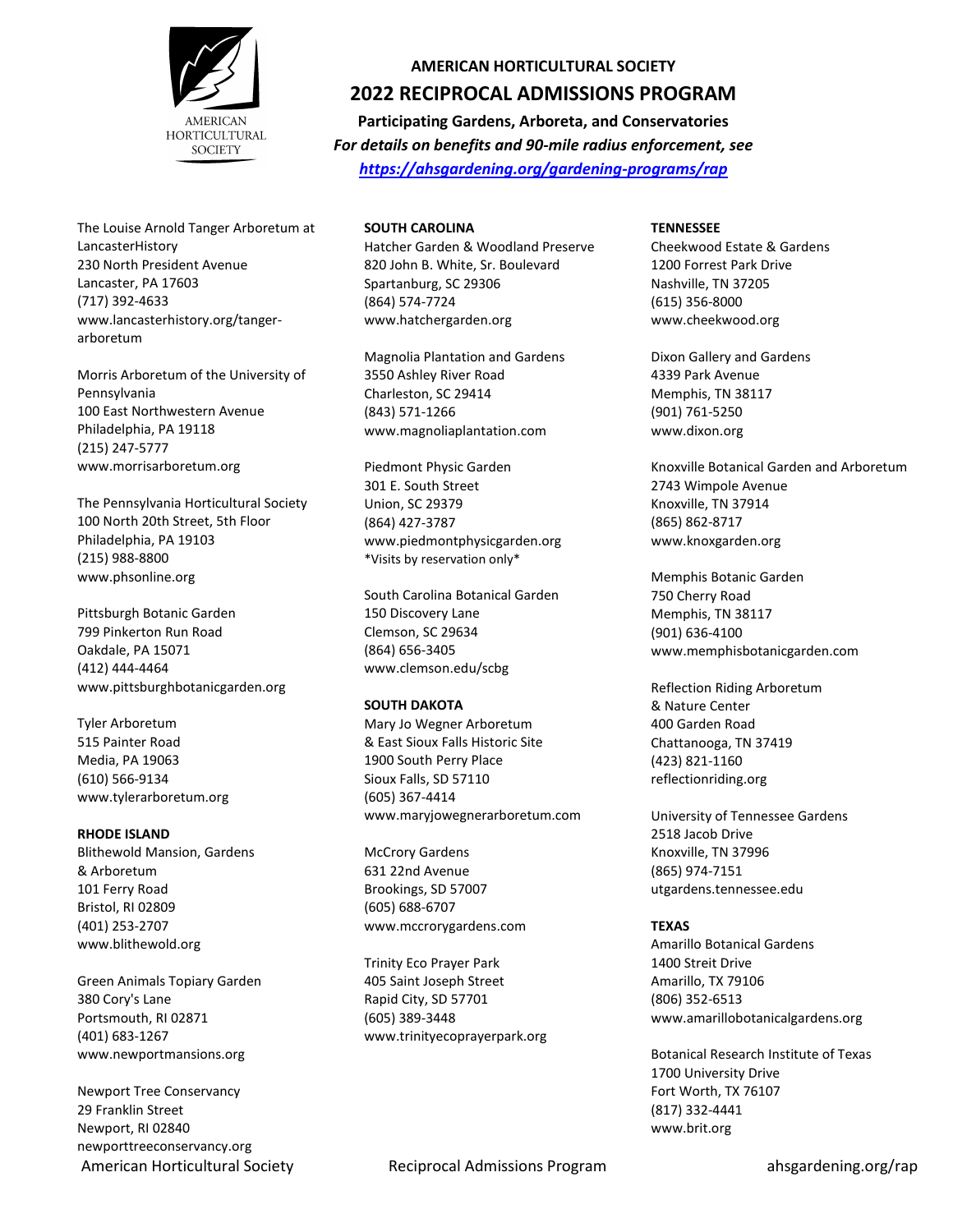**AMERICAN HORTICULTURAL SOCIETY**

# 2022 RECIPROCAL ADMISSIONS PROGRAM

**Participating Gardens, Arboreta, and Conservatories**

***For details on benefits and 90-mile radius enforcement, see https://ahsgardening.org/gardening-programs/rap***

The Louise Arnold Tanger Arboretum at LancasterHistory
230 North President Avenue
Lancaster, PA 17603
(717) 392-4633
www.lancasterhistory.org/tanger-arboretum

Morris Arboretum of the University of Pennsylvania
100 East Northwestern Avenue
Philadelphia, PA 19118
(215) 247-5777
www.morrisarboretum.org

The Pennsylvania Horticultural Society
100 North 20th Street, 5th Floor
Philadelphia, PA 19103
(215) 988-8800
www.phsonline.org

Pittsburgh Botanic Garden
799 Pinkerton Run Road
Oakdale, PA 15071
(412) 444-4464
www.pittsburghbotanicgarden.org

Tyler Arboretum
515 Painter Road
Media, PA 19063
(610) 566-9134
www.tylerarboretum.org

**RHODE ISLAND**

Blithewold Mansion, Gardens & Arboretum
101 Ferry Road
Bristol, RI 02809
(401) 253-2707
www.blithewold.org

Green Animals Topiary Garden
380 Cory's Lane
Portsmouth, RI 02871
(401) 683-1267
www.newportmansions.org

Newport Tree Conservancy
29 Franklin Street
Newport, RI 02840
newporttreeconservancy.org

**SOUTH CAROLINA**

Hatcher Garden & Woodland Preserve
820 John B. White, Sr. Boulevard
Spartanburg, SC 29306
(864) 574-7724
www.hatchergarden.org

Magnolia Plantation and Gardens
3550 Ashley River Road
Charleston, SC 29414
(843) 571-1266
www.magnoliaplantation.com

Piedmont Physic Garden
301 E. South Street
Union, SC 29379
(864) 427-3787
www.piedmontphysicgarden.org
*Visits by reservation only*

South Carolina Botanical Garden
150 Discovery Lane
Clemson, SC 29634
(864) 656-3405
www.clemson.edu/scbg

**SOUTH DAKOTA**

Mary Jo Wegner Arboretum & East Sioux Falls Historic Site
1900 South Perry Place
Sioux Falls, SD 57110
(605) 367-4414
www.maryjowegnerarboretum.com

McCrory Gardens
631 22nd Avenue
Brookings, SD 57007
(605) 688-6707
www.mccrorygardens.com

Trinity Eco Prayer Park
405 Saint Joseph Street
Rapid City, SD 57701
(605) 389-3448
www.trinityecoprayerpark.org

**TENNESSEE**

Cheekwood Estate & Gardens
1200 Forrest Park Drive
Nashville, TN 37205
(615) 356-8000
www.cheekwood.org

Dixon Gallery and Gardens
4339 Park Avenue
Memphis, TN 38117
(901) 761-5250
www.dixon.org

Knoxville Botanical Garden and Arboretum
2743 Wimpole Avenue
Knoxville, TN 37914
(865) 862-8717
www.knoxgarden.org

Memphis Botanic Garden
750 Cherry Road
Memphis, TN 38117
(901) 636-4100
www.memphisbotanicgarden.com

Reflection Riding Arboretum & Nature Center
400 Garden Road
Chattanooga, TN 37419
(423) 821-1160
reflectionriding.org

University of Tennessee Gardens
2518 Jacob Drive
Knoxville, TN 37996
(865) 974-7151
utgardens.tennessee.edu

**TEXAS**

Amarillo Botanical Gardens
1400 Streit Drive
Amarillo, TX 79106
(806) 352-6513
www.amarillobotanicalgardens.org

Botanical Research Institute of Texas
1700 University Drive
Fort Worth, TX 76107
(817) 332-4441
www.brit.org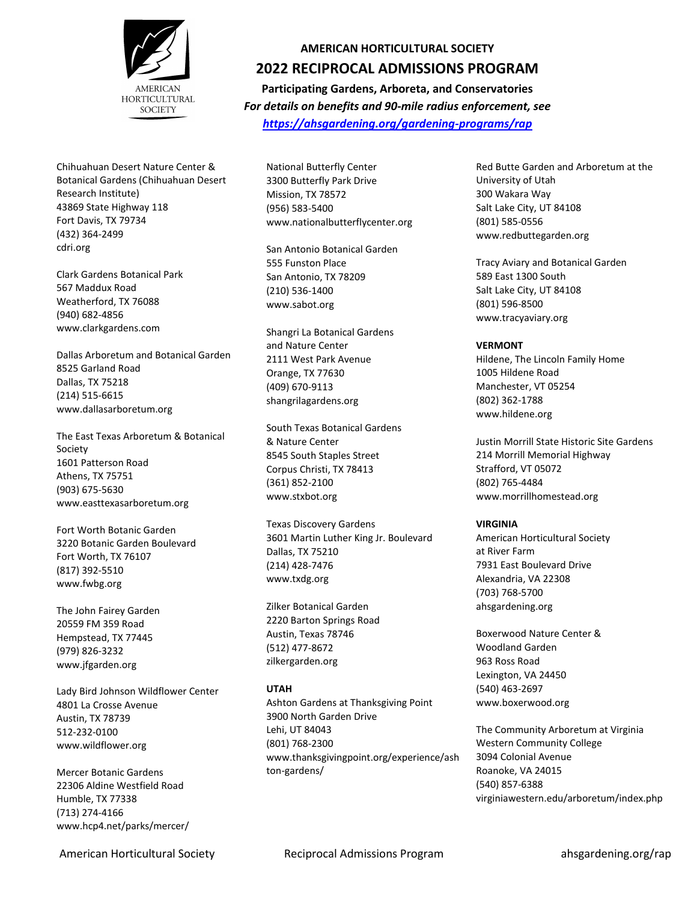# AMERICAN HORTICULTURAL SOCIETY

## 2022 RECIPROCAL ADMISSIONS PROGRAM

**Participating Gardens, Arboreta, and Conservatories**

***For details on benefits and 90-mile radius enforcement, see https://ahsgardening.org/gardening-programs/rap***

Chihuahuan Desert Nature Center & Botanical Gardens (Chihuahuan Desert Research Institute)
43869 State Highway 118
Fort Davis, TX 79734
(432) 364-2499
cdri.org

Clark Gardens Botanical Park
567 Maddux Road
Weatherford, TX 76088
(940) 682-4856
www.clarkgardens.com

Dallas Arboretum and Botanical Garden
8525 Garland Road
Dallas, TX 75218
(214) 515-6615
www.dallasarboretum.org

The East Texas Arboretum & Botanical Society
1601 Patterson Road
Athens, TX 75751
(903) 675-5630
www.easttexasarboretum.org

Fort Worth Botanic Garden
3220 Botanic Garden Boulevard
Fort Worth, TX 76107
(817) 392-5510
www.fwbg.org

The John Fairey Garden
20559 FM 359 Road
Hempstead, TX 77445
(979) 826-3232
www.jfgarden.org

Lady Bird Johnson Wildflower Center
4801 La Crosse Avenue
Austin, TX 78739
512-232-0100
www.wildflower.org

Mercer Botanic Gardens
22306 Aldine Westfield Road
Humble, TX 77338
(713) 274-4166
www.hcp4.net/parks/mercer/

National Butterfly Center
3300 Butterfly Park Drive
Mission, TX 78572
(956) 583-5400
www.nationalbutterflycenter.org

San Antonio Botanical Garden
555 Funston Place
San Antonio, TX 78209
(210) 536-1400
www.sabot.org

Shangri La Botanical Gardens and Nature Center
2111 West Park Avenue
Orange, TX 77630
(409) 670-9113
shangrilagardens.org

South Texas Botanical Gardens & Nature Center
8545 South Staples Street
Corpus Christi, TX 78413
(361) 852-2100
www.stxbot.org

Texas Discovery Gardens
3601 Martin Luther King Jr. Boulevard
Dallas, TX 75210
(214) 428-7476
www.txdg.org

Zilker Botanical Garden
2220 Barton Springs Road
Austin, Texas 78746
(512) 477-8672
zilkergarden.org

**UTAH**

Ashton Gardens at Thanksgiving Point
3900 North Garden Drive
Lehi, UT 84043
(801) 768-2300
www.thanksgivingpoint.org/experience/ashton-gardens/

Red Butte Garden and Arboretum at the University of Utah
300 Wakara Way
Salt Lake City, UT 84108
(801) 585-0556
www.redbuttegarden.org

Tracy Aviary and Botanical Garden
589 East 1300 South
Salt Lake City, UT 84108
(801) 596-8500
www.tracyaviary.org

**VERMONT**

Hildene, The Lincoln Family Home
1005 Hildene Road
Manchester, VT 05254
(802) 362-1788
www.hildene.org

Justin Morrill State Historic Site Gardens
214 Morrill Memorial Highway
Strafford, VT 05072
(802) 765-4484
www.morrillhomestead.org

**VIRGINIA**

American Horticultural Society at River Farm
7931 East Boulevard Drive
Alexandria, VA 22308
(703) 768-5700
ahsgardening.org

Boxerwood Nature Center & Woodland Garden
963 Ross Road
Lexington, VA 24450
(540) 463-2697
www.boxerwood.org

The Community Arboretum at Virginia Western Community College
3094 Colonial Avenue
Roanoke, VA 24015
(540) 857-6388
virginiawestern.edu/arboretum/index.php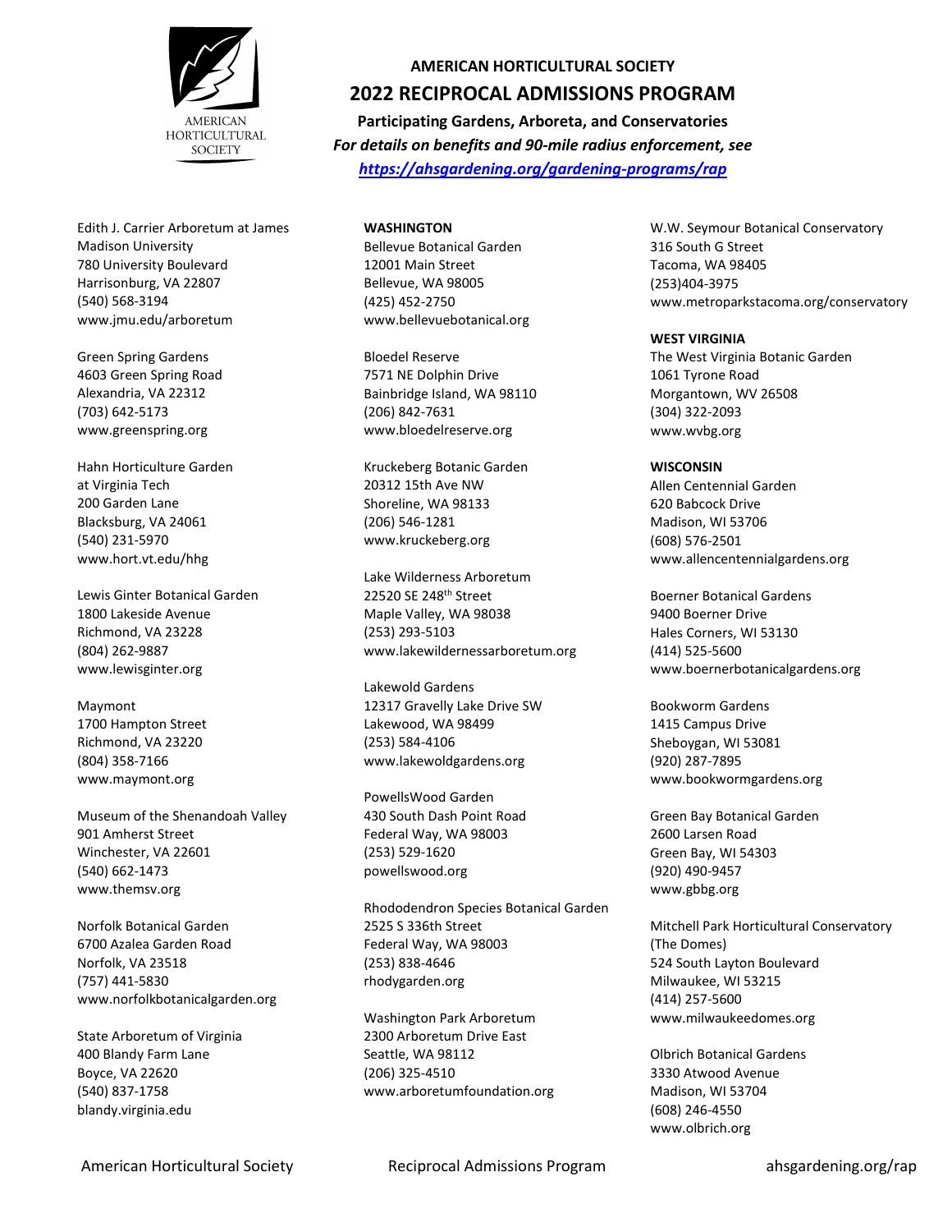**AMERICAN HORTICULTURAL SOCIETY**

# 2022 RECIPROCAL ADMISSIONS PROGRAM

**Participating Gardens, Arboreta, and Conservatories**

***For details on benefits and 90-mile radius enforcement, see [https://ahsgardening.org/gardening-programs/rap](https://ahsgardening.org/gardening-programs/rap)***

Edith J. Carrier Arboretum at James Madison University
780 University Boulevard
Harrisonburg, VA 22807
(540) 568-3194
www.jmu.edu/arboretum

Green Spring Gardens
4603 Green Spring Road
Alexandria, VA 22312
(703) 642-5173
www.greenspring.org

Hahn Horticulture Garden at Virginia Tech
200 Garden Lane
Blacksburg, VA 24061
(540) 231-5970
www.hort.vt.edu/hhg

Lewis Ginter Botanical Garden
1800 Lakeside Avenue
Richmond, VA 23228
(804) 262-9887
www.lewisginter.org

Maymont
1700 Hampton Street
Richmond, VA 23220
(804) 358-7166
www.maymont.org

Museum of the Shenandoah Valley
901 Amherst Street
Winchester, VA 22601
(540) 662-1473
www.themsv.org

Norfolk Botanical Garden
6700 Azalea Garden Road
Norfolk, VA 23518
(757) 441-5830
www.norfolkbotanicalgarden.org

State Arboretum of Virginia
400 Blandy Farm Lane
Boyce, VA 22620
(540) 837-1758
blandy.virginia.edu

**WASHINGTON**

Bellevue Botanical Garden
12001 Main Street
Bellevue, WA 98005
(425) 452-2750
www.bellevuebotanical.org

Bloedel Reserve
7571 NE Dolphin Drive
Bainbridge Island, WA 98110
(206) 842-7631
www.bloedelreserve.org

Kruckeberg Botanic Garden
20312 15th Ave NW
Shoreline, WA 98133
(206) 546-1281
www.kruckeberg.org

Lake Wilderness Arboretum
22520 SE 248th Street
Maple Valley, WA 98038
(253) 293-5103
www.lakewildernessarboretum.org

Lakewold Gardens
12317 Gravelly Lake Drive SW
Lakewood, WA 98499
(253) 584-4106
www.lakewoldgardens.org

PowellsWood Garden
430 South Dash Point Road
Federal Way, WA 98003
(253) 529-1620
powellswood.org

Rhododendron Species Botanical Garden
2525 S 336th Street
Federal Way, WA 98003
(253) 838-4646
rhodygarden.org

Washington Park Arboretum
2300 Arboretum Drive East
Seattle, WA 98112
(206) 325-4510
www.arboretumfoundation.org

W.W. Seymour Botanical Conservatory
316 South G Street
Tacoma, WA 98405
(253)404-3975
www.metroparkstacoma.org/conservatory

**WEST VIRGINIA**

The West Virginia Botanic Garden
1061 Tyrone Road
Morgantown, WV 26508
(304) 322-2093
www.wvbg.org

**WISCONSIN**

Allen Centennial Garden
620 Babcock Drive
Madison, WI 53706
(608) 576-2501
www.allencentennialgardens.org

Boerner Botanical Gardens
9400 Boerner Drive
Hales Corners, WI 53130
(414) 525-5600
www.boernerbotanicalgardens.org

Bookworm Gardens
1415 Campus Drive
Sheboygan, WI 53081
(920) 287-7895
www.bookwormgardens.org

Green Bay Botanical Garden
2600 Larsen Road
Green Bay, WI 54303
(920) 490-9457
www.gbbg.org

Mitchell Park Horticultural Conservatory (The Domes)
524 South Layton Boulevard
Milwaukee, WI 53215
(414) 257-5600
www.milwaukeedomes.org

Olbrich Botanical Gardens
3330 Atwood Avenue
Madison, WI 53704
(608) 246-4550
www.olbrich.org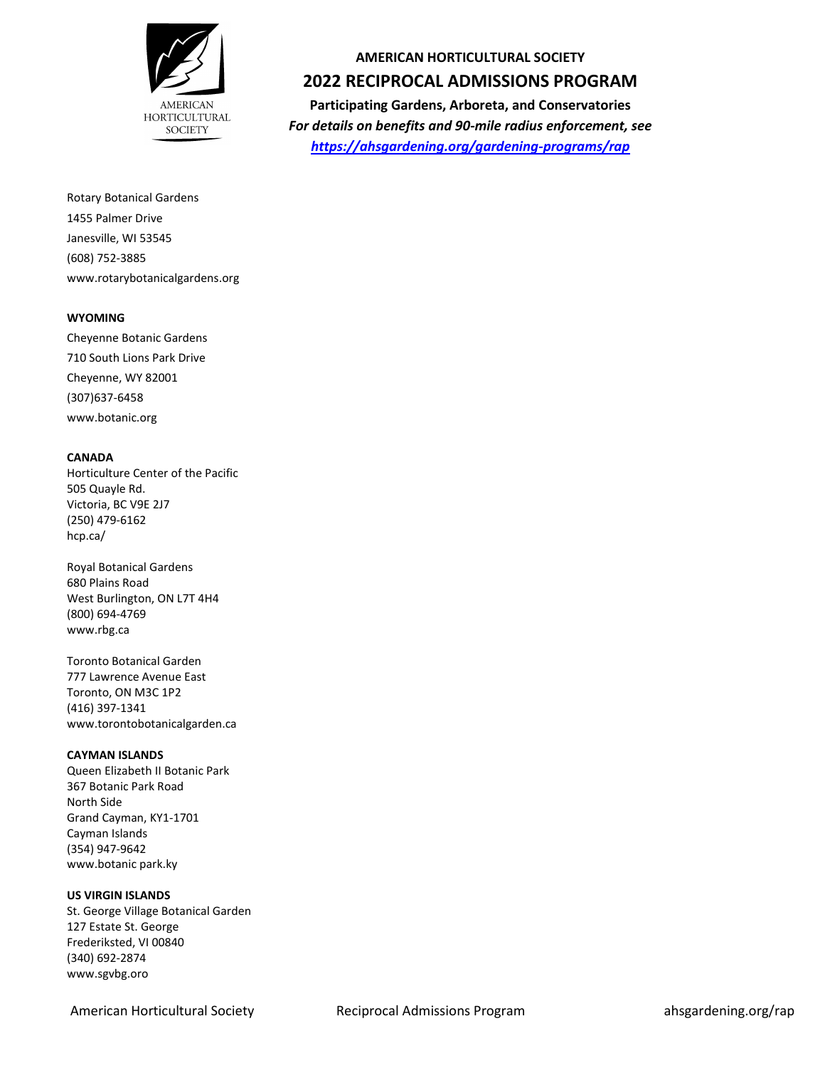**AMERICAN HORTICULTURAL SOCIETY**

## 2022 RECIPROCAL ADMISSIONS PROGRAM

**Participating Gardens, Arboreta, and Conservatories**

***For details on benefits and 90-mile radius enforcement, see [https://ahsgardening.org/gardening-programs/rap](https://ahsgardening.org/gardening-programs/rap)***

Rotary Botanical Gardens
1455 Palmer Drive
Janesville, WI 53545
(608) 752-3885
www.rotarybotanicalgardens.org

**WYOMING**

Cheyenne Botanic Gardens
710 South Lions Park Drive
Cheyenne, WY 82001
(307)637-6458
www.botanic.org

**CANADA**

Horticulture Center of the Pacific
505 Quayle Rd.
Victoria, BC V9E 2J7
(250) 479-6162
hcp.ca/

Royal Botanical Gardens
680 Plains Road
West Burlington, ON L7T 4H4
(800) 694-4769
www.rbg.ca

Toronto Botanical Garden
777 Lawrence Avenue East
Toronto, ON M3C 1P2
(416) 397-1341
www.torontobotanicalgarden.ca

**CAYMAN ISLANDS**

Queen Elizabeth II Botanic Park
367 Botanic Park Road
North Side
Grand Cayman, KY1-1701
Cayman Islands
(354) 947-9642
www.botanic park.ky

**US VIRGIN ISLANDS**

St. George Village Botanical Garden
127 Estate St. George
Frederiksted, VI 00840
(340) 692-2874
www.sgvbg.oro